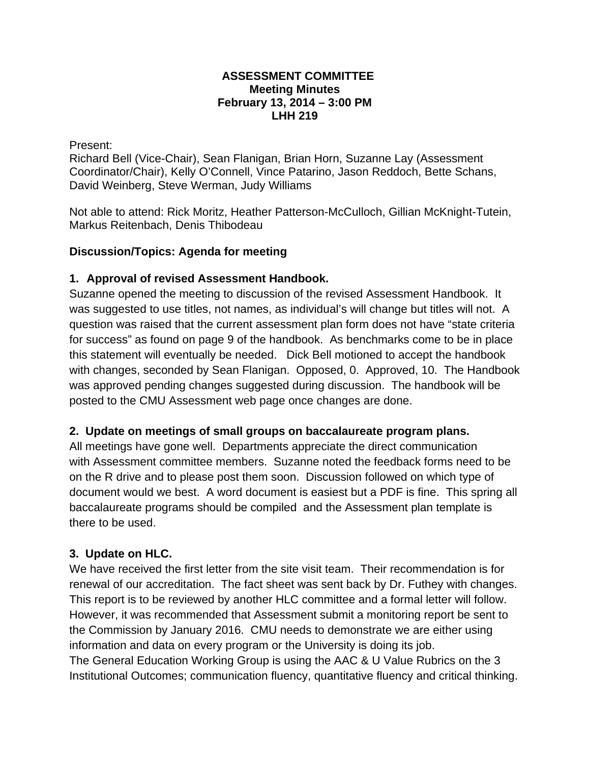**ASSESSMENT COMMITTEE**
**Meeting Minutes**
**February 13, 2014 – 3:00 PM**
**LHH 219**

Present:
Richard Bell (Vice-Chair), Sean Flanigan, Brian Horn, Suzanne Lay (Assessment Coordinator/Chair), Kelly O'Connell, Vince Patarino, Jason Reddoch, Bette Schans, David Weinberg, Steve Werman, Judy Williams

Not able to attend: Rick Moritz, Heather Patterson-McCulloch, Gillian McKnight-Tutein, Markus Reitenbach, Denis Thibodeau

**Discussion/Topics: Agenda for meeting**

**1. Approval of revised Assessment Handbook.**
Suzanne opened the meeting to discussion of the revised Assessment Handbook. It was suggested to use titles, not names, as individual's will change but titles will not. A question was raised that the current assessment plan form does not have "state criteria for success" as found on page 9 of the handbook. As benchmarks come to be in place this statement will eventually be needed. Dick Bell motioned to accept the handbook with changes, seconded by Sean Flanigan. Opposed, 0. Approved, 10. The Handbook was approved pending changes suggested during discussion. The handbook will be posted to the CMU Assessment web page once changes are done.

**2. Update on meetings of small groups on baccalaureate program plans.**
All meetings have gone well. Departments appreciate the direct communication with Assessment committee members. Suzanne noted the feedback forms need to be on the R drive and to please post them soon. Discussion followed on which type of document would we best. A word document is easiest but a PDF is fine. This spring all baccalaureate programs should be compiled and the Assessment plan template is there to be used.

**3. Update on HLC.**
We have received the first letter from the site visit team. Their recommendation is for renewal of our accreditation. The fact sheet was sent back by Dr. Futhey with changes. This report is to be reviewed by another HLC committee and a formal letter will follow. However, it was recommended that Assessment submit a monitoring report be sent to the Commission by January 2016. CMU needs to demonstrate we are either using information and data on every program or the University is doing its job.
The General Education Working Group is using the AAC & U Value Rubrics on the 3 Institutional Outcomes; communication fluency, quantitative fluency and critical thinking.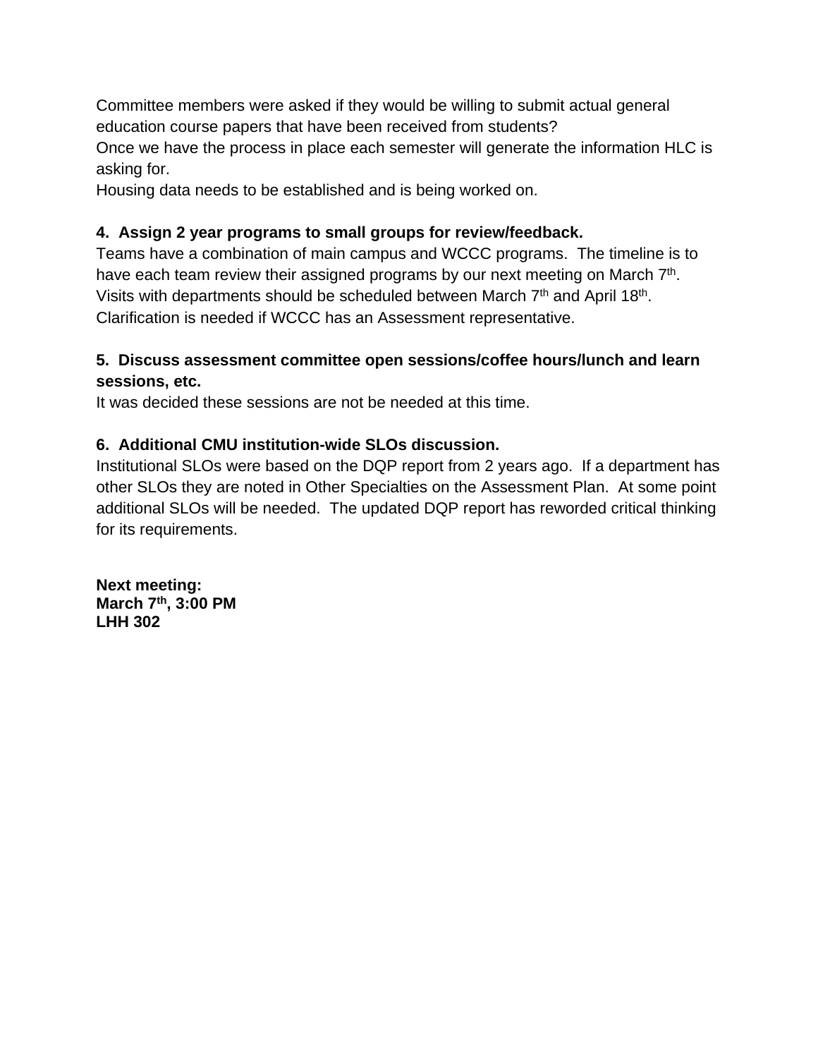Committee members were asked if they would be willing to submit actual general education course papers that have been received from students?
Once we have the process in place each semester will generate the information HLC is asking for.
Housing data needs to be established and is being worked on.

**4. Assign 2 year programs to small groups for review/feedback.**
Teams have a combination of main campus and WCCC programs. The timeline is to have each team review their assigned programs by our next meeting on March 7th. Visits with departments should be scheduled between March 7th and April 18th. Clarification is needed if WCCC has an Assessment representative.

**5. Discuss assessment committee open sessions/coffee hours/lunch and learn sessions, etc.**
It was decided these sessions are not be needed at this time.

**6. Additional CMU institution-wide SLOs discussion.**
Institutional SLOs were based on the DQP report from 2 years ago. If a department has other SLOs they are noted in Other Specialties on the Assessment Plan. At some point additional SLOs will be needed. The updated DQP report has reworded critical thinking for its requirements.

**Next meeting:**
**March 7th, 3:00 PM**
**LHH 302**